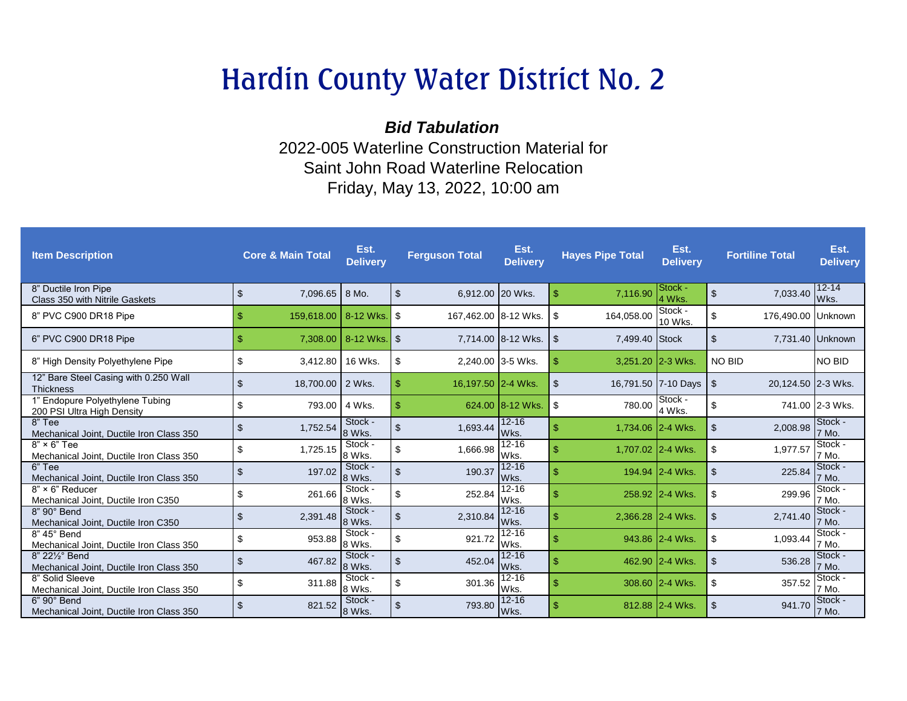# Hardin County Water District No. 2

***Bid Tabulation***

2022-005 Waterline Construction Material for
Saint John Road Waterline Relocation
Friday, May 13, 2022, 10:00 am

| Item Description | Core & Main Total | Est. Delivery | Ferguson Total | Est. Delivery | Hayes Pipe Total | Est. Delivery | Fortiline Total | Est. Delivery |
|---|---|---|---|---|---|---|---|---|
| 8" Ductile Iron Pipe Class 350 with Nitrile Gaskets | $ 7,096.65 | 8 Mo. | $ 6,912.00 | 20 Wks. | $ 7,116.90 | Stock - 4 Wks. | $ 7,033.40 | 12-14 Wks. |
| 8" PVC C900 DR18 Pipe | $ 159,618.00 | 8-12 Wks. | $ 167,462.00 | 8-12 Wks. | $ 164,058.00 | Stock - 10 Wks. | $ 176,490.00 | Unknown |
| 6" PVC C900 DR18 Pipe | $ 7,308.00 | 8-12 Wks. | $ 7,714.00 | 8-12 Wks. | $ 7,499.40 | Stock | $ 7,731.40 | Unknown |
| 8" High Density Polyethylene Pipe | $ 3,412.80 | 16 Wks. | $ 2,240.00 | 3-5 Wks. | $ 3,251.20 | 2-3 Wks. | NO BID | NO BID |
| 12" Bare Steel Casing with 0.250 Wall Thickness | $ 18,700.00 | 2 Wks. | $ 16,197.50 | 2-4 Wks. | $ 16,791.50 | 7-10 Days | $ 20,124.50 | 2-3 Wks. |
| 1" Endopure Polyethylene Tubing 200 PSI Ultra High Density | $ 793.00 | 4 Wks. | $ 624.00 | 8-12 Wks. | $ 780.00 | Stock - 4 Wks. | $ 741.00 | 2-3 Wks. |
| 8" Tee Mechanical Joint, Ductile Iron Class 350 | $ 1,752.54 | Stock - 8 Wks. | $ 1,693.44 | 12-16 Wks. | $ 1,734.06 | 2-4 Wks. | $ 2,008.98 | Stock - 7 Mo. |
| 8" × 6" Tee Mechanical Joint, Ductile Iron Class 350 | $ 1,725.15 | Stock - 8 Wks. | $ 1,666.98 | 12-16 Wks. | $ 1,707.02 | 2-4 Wks. | $ 1,977.57 | Stock - 7 Mo. |
| 6" Tee Mechanical Joint, Ductile Iron Class 350 | $ 197.02 | Stock - 8 Wks. | $ 190.37 | 12-16 Wks. | $ 194.94 | 2-4 Wks. | $ 225.84 | Stock - 7 Mo. |
| 8" × 6" Reducer Mechanical Joint, Ductile Iron C350 | $ 261.66 | Stock - 8 Wks. | $ 252.84 | 12-16 Wks. | $ 258.92 | 2-4 Wks. | $ 299.96 | Stock - 7 Mo. |
| 8" 90° Bend Mechanical Joint, Ductile Iron C350 | $ 2,391.48 | Stock - 8 Wks. | $ 2,310.84 | 12-16 Wks. | $ 2,366.28 | 2-4 Wks. | $ 2,741.40 | Stock - 7 Mo. |
| 8" 45° Bend Mechanical Joint, Ductile Iron Class 350 | $ 953.88 | Stock - 8 Wks. | $ 921.72 | 12-16 Wks. | $ 943.86 | 2-4 Wks. | $ 1,093.44 | Stock - 7 Mo. |
| 8" 22½° Bend Mechanical Joint, Ductile Iron Class 350 | $ 467.82 | Stock - 8 Wks. | $ 452.04 | 12-16 Wks. | $ 462.90 | 2-4 Wks. | $ 536.28 | Stock - 7 Mo. |
| 8" Solid Sleeve Mechanical Joint, Ductile Iron Class 350 | $ 311.88 | Stock - 8 Wks. | $ 301.36 | 12-16 Wks. | $ 308.60 | 2-4 Wks. | $ 357.52 | Stock - 7 Mo. |
| 6" 90° Bend Mechanical Joint, Ductile Iron Class 350 | $ 821.52 | Stock - 8 Wks. | $ 793.80 | 12-16 Wks. | $ 812.88 | 2-4 Wks. | $ 941.70 | Stock - 7 Mo. |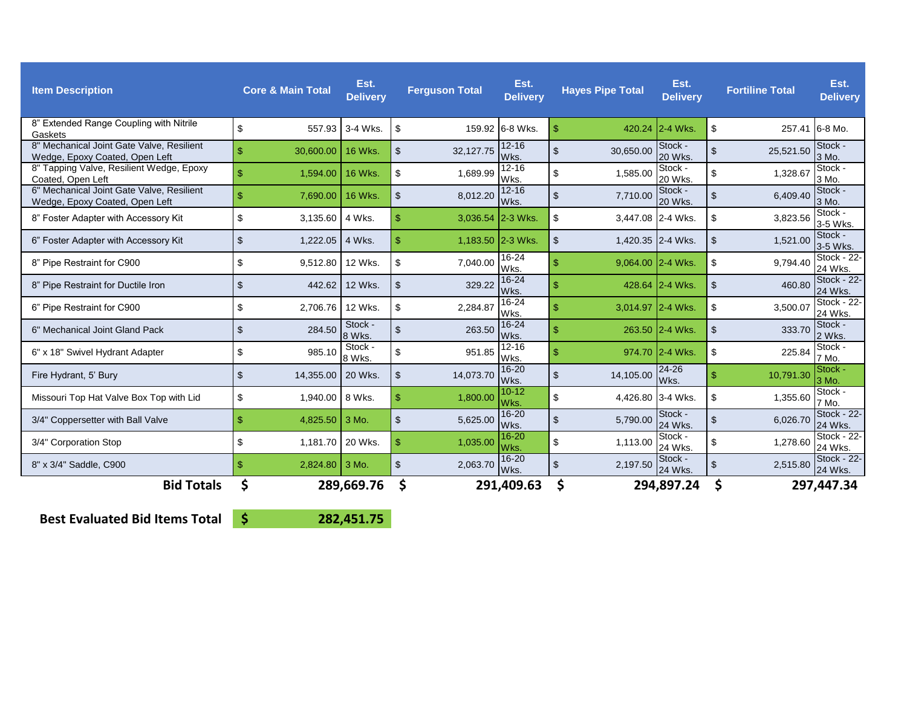| Item Description | Core & Main Total | Est. Delivery | Ferguson Total | Est. Delivery | Hayes Pipe Total | Est. Delivery | Fortiline Total | Est. Delivery |
|---|---|---|---|---|---|---|---|---|
| 8" Extended Range Coupling with Nitrile Gaskets | $ 557.93 | 3-4 Wks. | $ 159.92 | 6-8 Wks. | $ 420.24 | 2-4 Wks. | $ 257.41 | 6-8 Mo. |
| 8" Mechanical Joint Gate Valve, Resilient Wedge, Epoxy Coated, Open Left | $ 30,600.00 | 16 Wks. | $ 32,127.75 | 12-16 Wks. | $ 30,650.00 | Stock - 20 Wks. | $ 25,521.50 | Stock - 3 Mo. |
| 8" Tapping Valve, Resilient Wedge, Epoxy Coated, Open Left | $ 1,594.00 | 16 Wks. | $ 1,689.99 | 12-16 Wks. | $ 1,585.00 | Stock - 20 Wks. | $ 1,328.67 | Stock - 3 Mo. |
| 6" Mechanical Joint Gate Valve, Resilient Wedge, Epoxy Coated, Open Left | $ 7,690.00 | 16 Wks. | $ 8,012.20 | 12-16 Wks. | $ 7,710.00 | Stock - 20 Wks. | $ 6,409.40 | Stock - 3 Mo. |
| 8" Foster Adapter with Accessory Kit | $ 3,135.60 | 4 Wks. | $ 3,036.54 | 2-3 Wks. | $ 3,447.08 | 2-4 Wks. | $ 3,823.56 | Stock - 3-5 Wks. |
| 6" Foster Adapter with Accessory Kit | $ 1,222.05 | 4 Wks. | $ 1,183.50 | 2-3 Wks. | $ 1,420.35 | 2-4 Wks. | $ 1,521.00 | Stock - 3-5 Wks. |
| 8" Pipe Restraint for C900 | $ 9,512.80 | 12 Wks. | $ 7,040.00 | 16-24 Wks. | $ 9,064.00 | 2-4 Wks. | $ 9,794.40 | Stock - 22-24 Wks. |
| 8" Pipe Restraint for Ductile Iron | $ 442.62 | 12 Wks. | $ 329.22 | 16-24 Wks. | $ 428.64 | 2-4 Wks. | $ 460.80 | Stock - 22-24 Wks. |
| 6" Pipe Restraint for C900 | $ 2,706.76 | 12 Wks. | $ 2,284.87 | 16-24 Wks. | $ 3,014.97 | 2-4 Wks. | $ 3,500.07 | Stock - 22-24 Wks. |
| 6" Mechanical Joint Gland Pack | $ 284.50 | Stock - 8 Wks. | $ 263.50 | 16-24 Wks. | $ 263.50 | 2-4 Wks. | $ 333.70 | Stock - 2 Wks. |
| 6" x 18" Swivel Hydrant Adapter | $ 985.10 | Stock - 8 Wks. | $ 951.85 | 12-16 Wks. | $ 974.70 | 2-4 Wks. | $ 225.84 | Stock - 7 Mo. |
| Fire Hydrant, 5' Bury | $ 14,355.00 | 20 Wks. | $ 14,073.70 | 16-20 Wks. | $ 14,105.00 | 24-26 Wks. | $ 10,791.30 | Stock - 3 Mo. |
| Missouri Top Hat Valve Box Top with Lid | $ 1,940.00 | 8 Wks. | $ 1,800.00 | 10-12 Wks. | $ 4,426.80 | 3-4 Wks. | $ 1,355.60 | Stock - 7 Mo. |
| 3/4" Coppersetter with Ball Valve | $ 4,825.50 | 3 Mo. | $ 5,625.00 | 16-20 Wks. | $ 5,790.00 | Stock - 24 Wks. | $ 6,026.70 | Stock - 22-24 Wks. |
| 3/4" Corporation Stop | $ 1,181.70 | 20 Wks. | $ 1,035.00 | 16-20 Wks. | $ 1,113.00 | Stock - 24 Wks. | $ 1,278.60 | Stock - 22-24 Wks. |
| 8" x 3/4" Saddle, C900 | $ 2,824.80 | 3 Mo. | $ 2,063.70 | 16-20 Wks. | $ 2,197.50 | Stock - 24 Wks. | $ 2,515.80 | Stock - 22-24 Wks. |
| **Bid Totals** | **$ 289,669.76** | | **$ 291,409.63** | | **$ 294,897.24** | | **$ 297,447.34** | |

**Best Evaluated Bid Items Total** **$ 282,451.75**